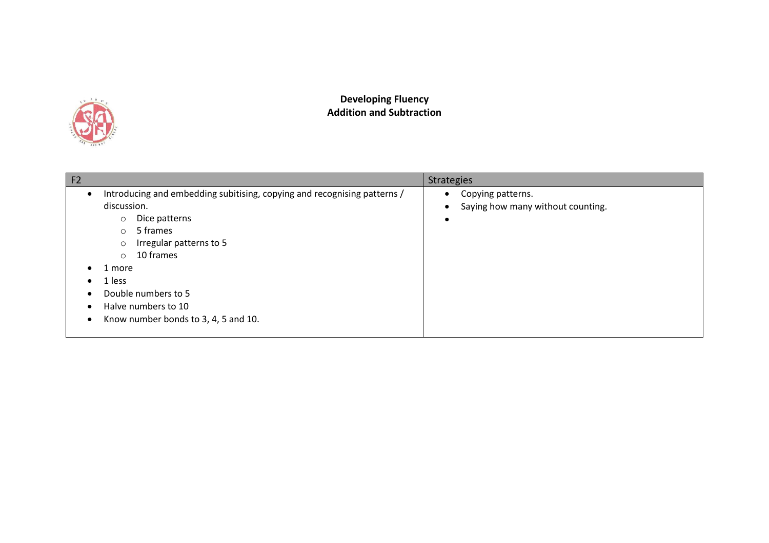**Developing Fluency**
**Addition and Subtraction**

| F2 | Strategies |
|---|---|
| • Introducing and embedding subitising, copying and recognising patterns / discussion.<br>  ○ Dice patterns<br>  ○ 5 frames<br>  ○ Irregular patterns to 5<br>  ○ 10 frames<br>• 1 more<br>• 1 less<br>• Double numbers to 5<br>• Halve numbers to 10<br>• Know number bonds to 3, 4, 5 and 10. | • Copying patterns.<br>• Saying how many without counting.<br>• |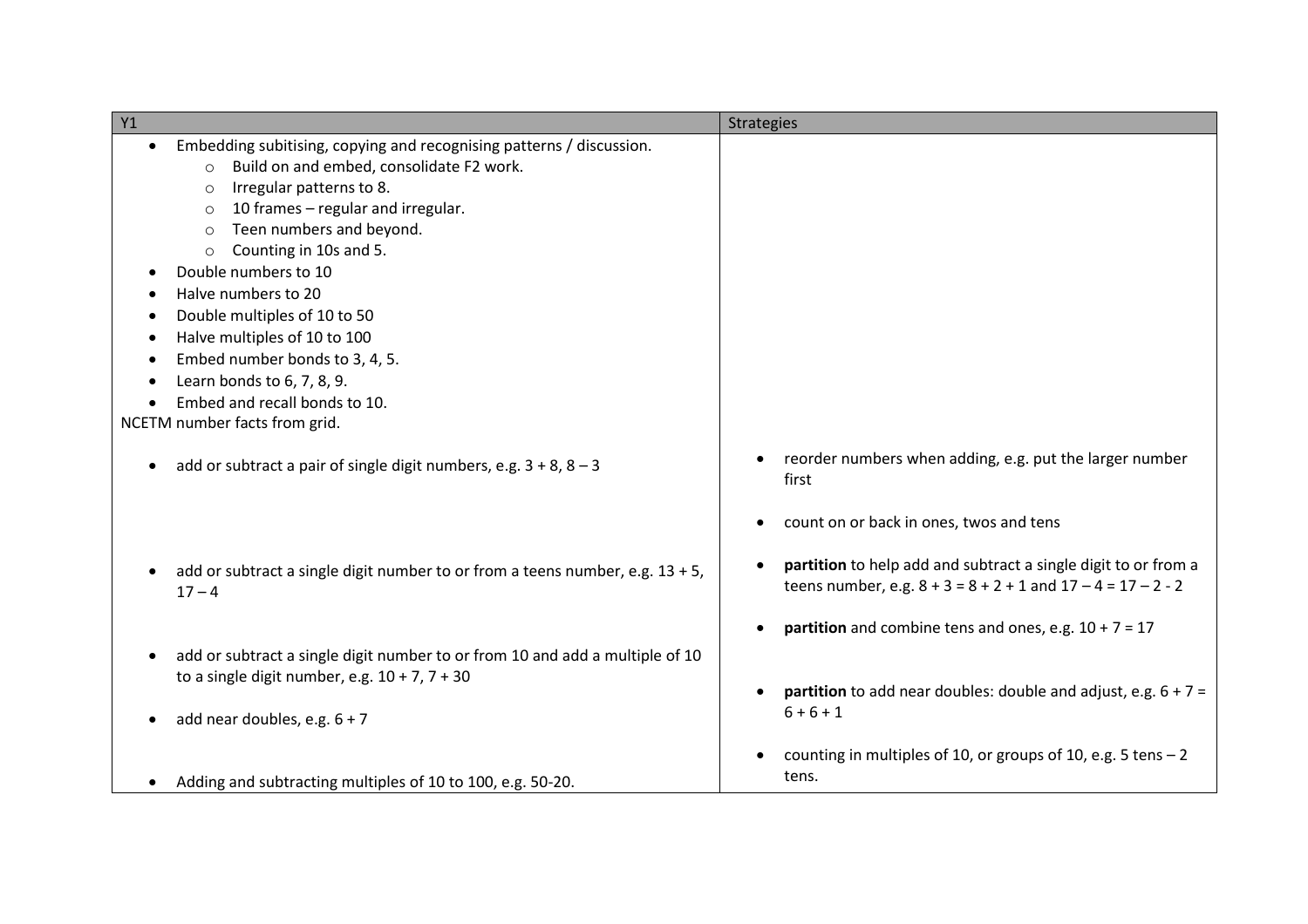| Y1 | Strategies |
|---|---|
| <ul><li>Embedding subitising, copying and recognising patterns / discussion.<ul><li>Build on and embed, consolidate F2 work.</li><li>Irregular patterns to 8.</li><li>10 frames – regular and irregular.</li><li>Teen numbers and beyond.</li><li>Counting in 10s and 5.</li></ul></li><li>Double numbers to 10</li><li>Halve numbers to 20</li><li>Double multiples of 10 to 50</li><li>Halve multiples of 10 to 100</li><li>Embed number bonds to 3, 4, 5.</li><li>Learn bonds to 6, 7, 8, 9.</li><li>Embed and recall bonds to 10.</li></ul>NCETM number facts from grid. | |
| <ul><li>add or subtract a pair of single digit numbers, e.g. 3 + 8, 8 – 3</li></ul> | <ul><li>reorder numbers when adding, e.g. put the larger number first</li><li>count on or back in ones, twos and tens</li></ul> |
| <ul><li>add or subtract a single digit number to or from a teens number, e.g. 13 + 5, 17 – 4</li></ul> | <ul><li>**partition** to help add and subtract a single digit to or from a teens number, e.g. 8 + 3 = 8 + 2 + 1 and 17 – 4 = 17 – 2 - 2</li><li>**partition** and combine tens and ones, e.g. 10 + 7 = 17</li></ul> |
| <ul><li>add or subtract a single digit number to or from 10 and add a multiple of 10 to a single digit number, e.g. 10 + 7, 7 + 30</li></ul> | |
| <ul><li>add near doubles, e.g. 6 + 7</li></ul> | <ul><li>**partition** to add near doubles: double and adjust, e.g. 6 + 7 = 6 + 6 + 1</li></ul> |
| <ul><li>Adding and subtracting multiples of 10 to 100, e.g. 50-20.</li></ul> | <ul><li>counting in multiples of 10, or groups of 10, e.g. 5 tens – 2 tens.</li></ul> |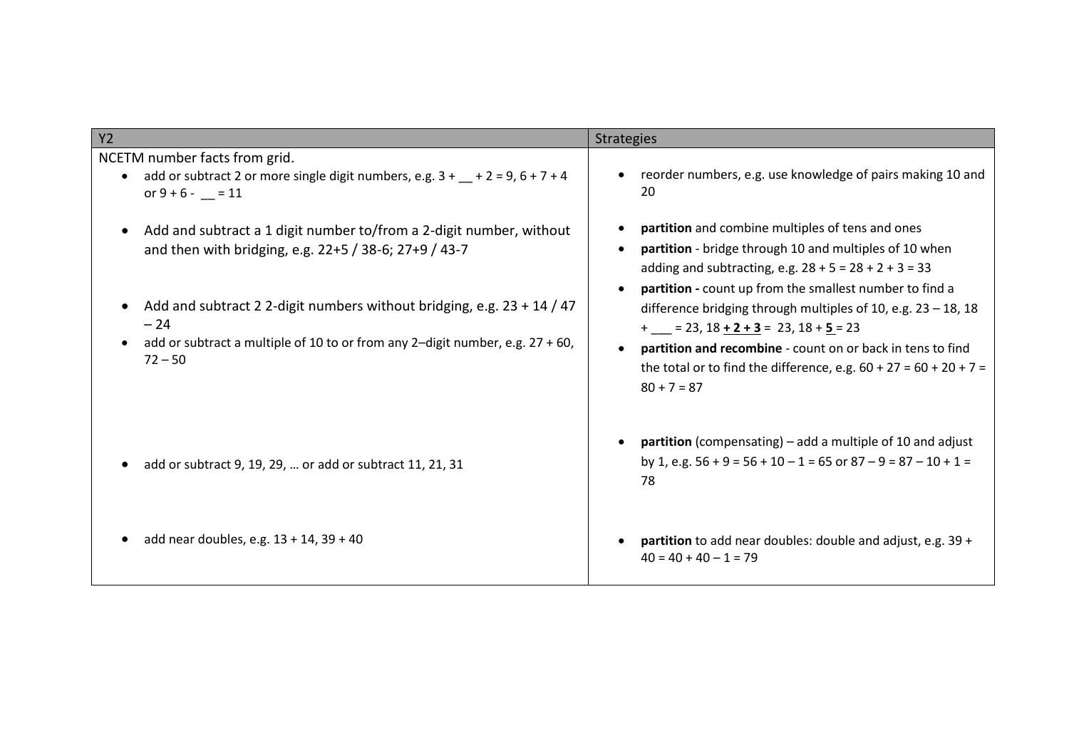| Y2 | Strategies |
| --- | --- |
| NCETM number facts from grid.<br>• add or subtract 2 or more single digit numbers, e.g. 3 + __ + 2 = 9, 6 + 7 + 4 or 9 + 6 - __ = 11 | • reorder numbers, e.g. use knowledge of pairs making 10 and 20 |
| • Add and subtract a 1 digit number to/from a 2-digit number, without and then with bridging, e.g. 22+5 / 38-6; 27+9 / 43-7<br><br>• Add and subtract 2 2-digit numbers without bridging, e.g. 23 + 14 / 47 – 24<br>• add or subtract a multiple of 10 to or from any 2–digit number, e.g. 27 + 60, 72 – 50 | • **partition** and combine multiples of tens and ones<br>• **partition** - bridge through 10 and multiples of 10 when adding and subtracting, e.g. 28 + 5 = 28 + 2 + 3 = 33<br>• **partition -** count up from the smallest number to find a difference bridging through multiples of 10, e.g. 23 – 18, 18 + ___ = 23, 18 **+ 2 + 3** = 23, 18 + **5** = 23<br>• **partition and recombine** - count on or back in tens to find the total or to find the difference, e.g. 60 + 27 = 60 + 20 + 7 = 80 + 7 = 87 |
| • add or subtract 9, 19, 29, … or add or subtract 11, 21, 31 | • **partition** (compensating) – add a multiple of 10 and adjust by 1, e.g. 56 + 9 = 56 + 10 – 1 = 65 or 87 – 9 = 87 – 10 + 1 = 78 |
| • add near doubles, e.g. 13 + 14, 39 + 40 | • **partition** to add near doubles: double and adjust, e.g. 39 + 40 = 40 + 40 – 1 = 79 |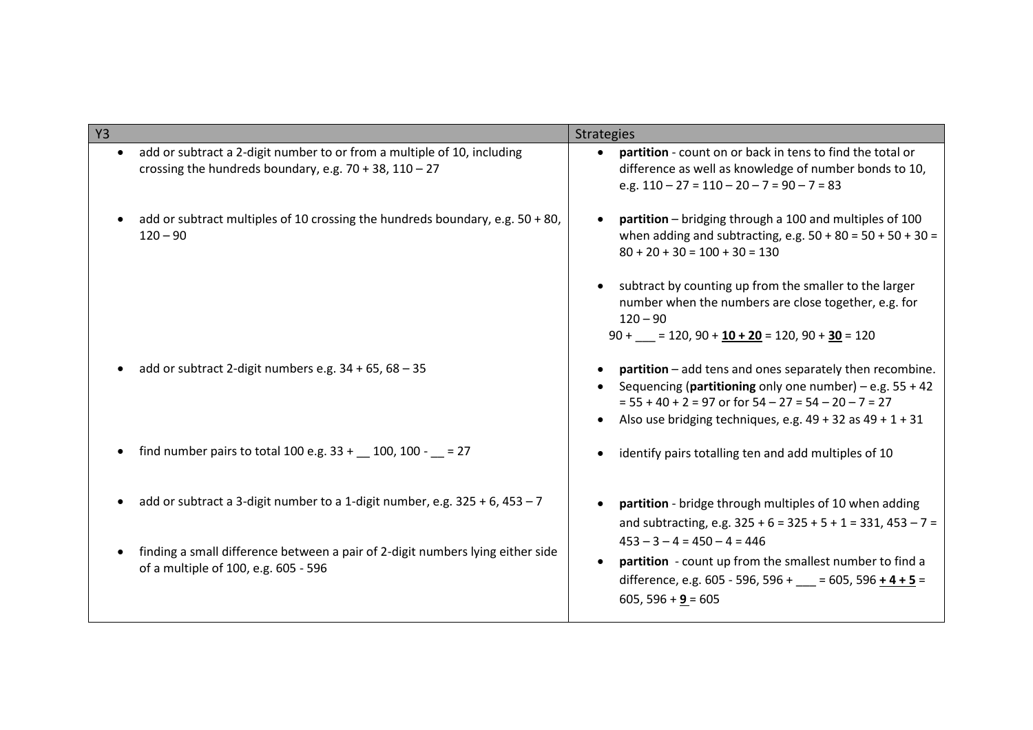| Y3 | Strategies |
| --- | --- |
| • add or subtract a 2-digit number to or from a multiple of 10, including crossing the hundreds boundary, e.g. 70 + 38, 110 – 27 | • **partition** - count on or back in tens to find the total or difference as well as knowledge of number bonds to 10, e.g. 110 – 27 = 110 – 20 – 7 = 90 – 7 = 83 |
| • add or subtract multiples of 10 crossing the hundreds boundary, e.g. 50 + 80, 120 – 90 | • **partition** – bridging through a 100 and multiples of 100 when adding and subtracting, e.g. 50 + 80 = 50 + 50 + 30 = 80 + 20 + 30 = 100 + 30 = 130<br><br>• subtract by counting up from the smaller to the larger number when the numbers are close together, e.g. for 120 – 90<br>90 + ___ = 120, 90 + **<u>10 + 20</u>** = 120, 90 + **<u>30</u>** = 120 |
| • add or subtract 2-digit numbers e.g. 34 + 65, 68 – 35 | • **partition** – add tens and ones separately then recombine.<br>• Sequencing (**partitioning** only one number) – e.g. 55 + 42 = 55 + 40 + 2 = 97 or for 54 – 27 = 54 – 20 – 7 = 27<br>• Also use bridging techniques, e.g. 49 + 32 as 49 + 1 + 31 |
| • find number pairs to total 100 e.g. 33 + __ 100, 100 - __ = 27 | • identify pairs totalling ten and add multiples of 10 |
| • add or subtract a 3-digit number to a 1-digit number, e.g. 325 + 6, 453 – 7 | • **partition** - bridge through multiples of 10 when adding and subtracting, e.g. 325 + 6 = 325 + 5 + 1 = 331, 453 – 7 = 453 – 3 – 4 = 450 – 4 = 446 |
| • finding a small difference between a pair of 2-digit numbers lying either side of a multiple of 100, e.g. 605 - 596 | • **partition** - count up from the smallest number to find a difference, e.g. 605 - 596, 596 + ___ = 605, 596 **<u>+ 4 + 5</u>** = 605, 596 + **<u>9</u>** = 605 |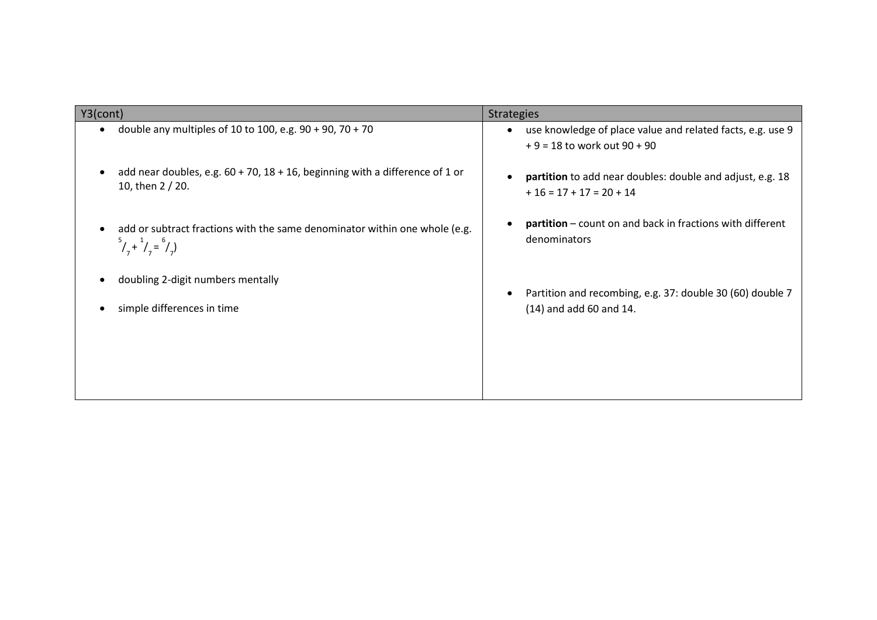| Y3(cont) | Strategies |
| --- | --- |
| • double any multiples of 10 to 100, e.g. 90 + 90, 70 + 70 | • use knowledge of place value and related facts, e.g. use 9 + 9 = 18 to work out 90 + 90 |
| • add near doubles, e.g. 60 + 70, 18 + 16, beginning with a difference of 1 or 10, then 2 / 20. | • **partition** to add near doubles: double and adjust, e.g. 18 + 16 = 17 + 17 = 20 + 14 |
| • add or subtract fractions with the same denominator within one whole (e.g. $^5/_7 + ^1/_7 = ^6/_7$) | • **partition** – count on and back in fractions with different denominators |
| • doubling 2-digit numbers mentally | • Partition and recombing, e.g. 37: double 30 (60) double 7 (14) and add 60 and 14. |
| • simple differences in time | |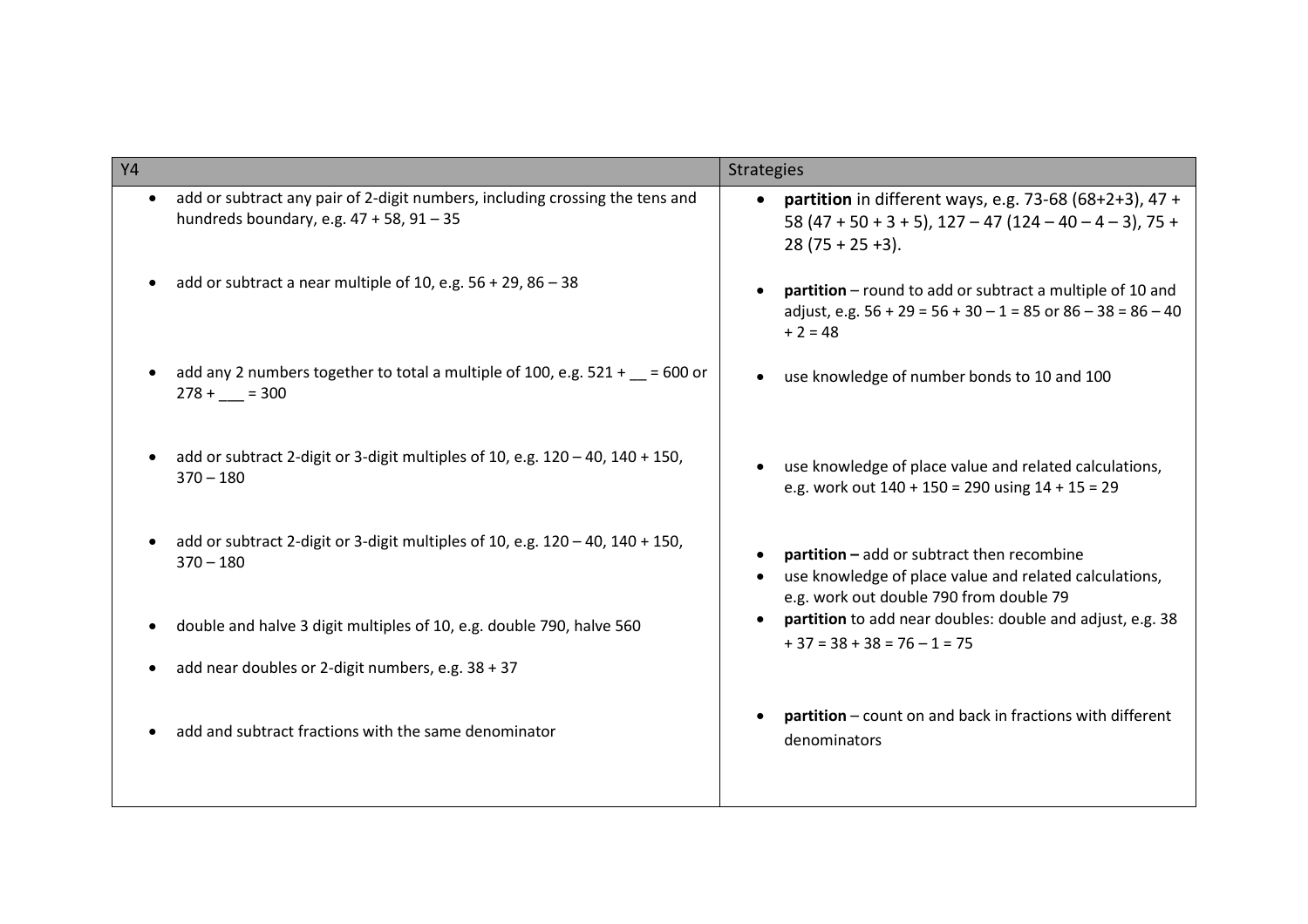| Y4 | Strategies |
| --- | --- |
| • add or subtract any pair of 2-digit numbers, including crossing the tens and hundreds boundary, e.g. 47 + 58, 91 – 35 | • **partition** in different ways, e.g. 73-68 (68+2+3), 47 + 58 (47 + 50 + 3 + 5), 127 – 47 (124 – 40 – 4 – 3), 75 + 28 (75 + 25 +3). |
| • add or subtract a near multiple of 10, e.g. 56 + 29, 86 – 38 | • **partition** – round to add or subtract a multiple of 10 and adjust, e.g. 56 + 29 = 56 + 30 – 1 = 85 or 86 – 38 = 86 – 40 + 2 = 48 |
| • add any 2 numbers together to total a multiple of 100, e.g. 521 + __ = 600 or 278 + ___ = 300 | • use knowledge of number bonds to 10 and 100 |
| • add or subtract 2-digit or 3-digit multiples of 10, e.g. 120 – 40, 140 + 150, 370 – 180 | • use knowledge of place value and related calculations, e.g. work out 140 + 150 = 290 using 14 + 15 = 29 |
| • add or subtract 2-digit or 3-digit multiples of 10, e.g. 120 – 40, 140 + 150, 370 – 180 | • **partition –** add or subtract then recombine |
| • double and halve 3 digit multiples of 10, e.g. double 790, halve 560 | • use knowledge of place value and related calculations, e.g. work out double 790 from double 79 |
| • add near doubles or 2-digit numbers, e.g. 38 + 37 | • **partition** to add near doubles: double and adjust, e.g. 38 + 37 = 38 + 38 = 76 – 1 = 75 |
| • add and subtract fractions with the same denominator | • **partition** – count on and back in fractions with different denominators |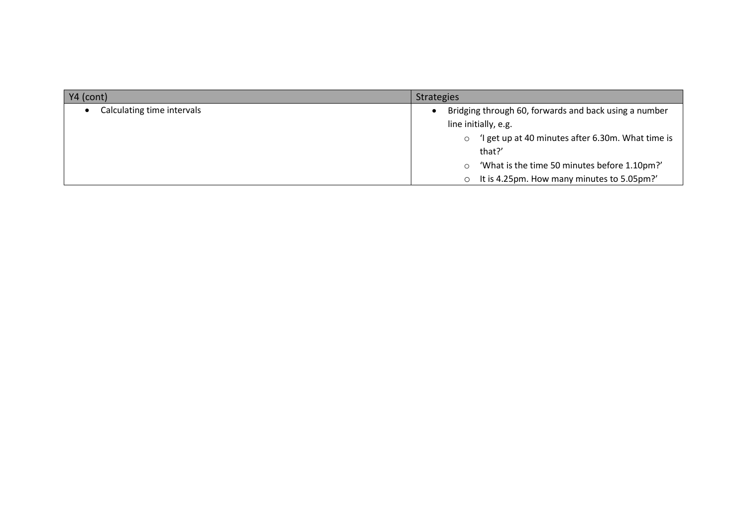| Y4 (cont) | Strategies |
| --- | --- |
| • Calculating time intervals | • Bridging through 60, forwards and back using a number line initially, e.g.<br>  ○ 'I get up at 40 minutes after 6.30m. What time is that?'<br>  ○ 'What is the time 50 minutes before 1.10pm?'<br>  ○ It is 4.25pm. How many minutes to 5.05pm?' |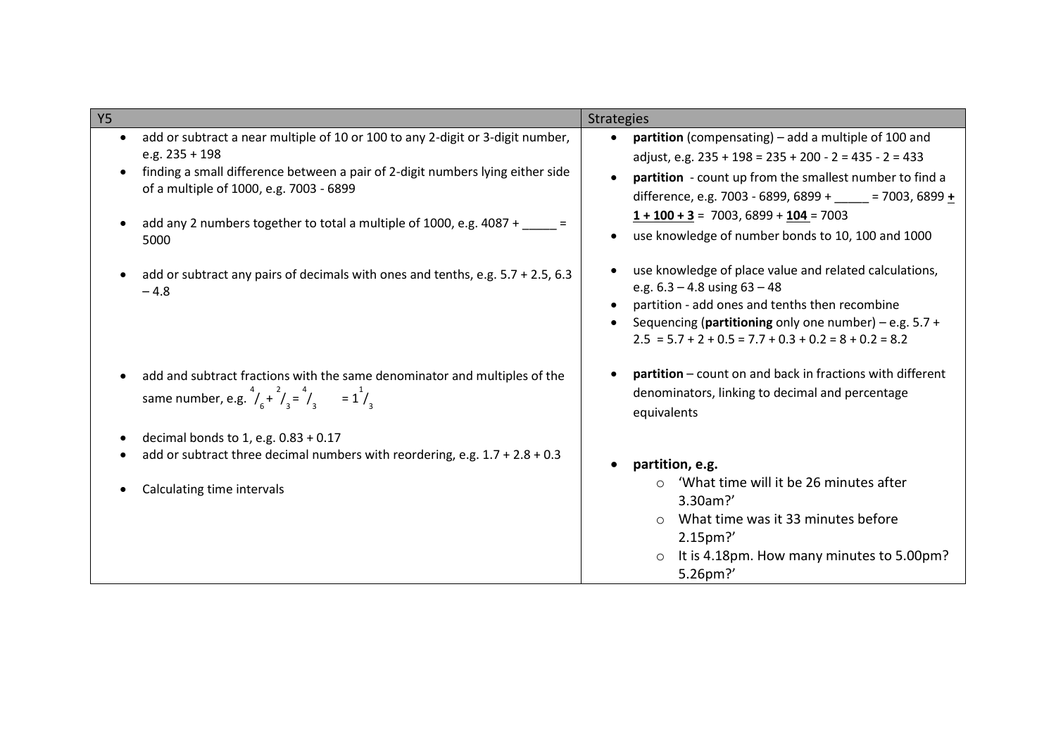| Y5 | Strategies |
| --- | --- |
| • add or subtract a near multiple of 10 or 100 to any 2-digit or 3-digit number, e.g. 235 + 198<br>• finding a small difference between a pair of 2-digit numbers lying either side of a multiple of 1000, e.g. 7003 - 6899<br><br>• add any 2 numbers together to total a multiple of 1000, e.g. 4087 + _____ = 5000 | • **partition** (compensating) – add a multiple of 100 and adjust, e.g. 235 + 198 = 235 + 200 - 2 = 435 - 2 = 433<br>• **partition** - count up from the smallest number to find a difference, e.g. 7003 - 6899, 6899 + _____ = 7003, 6899 **+ 1 + 100 + 3** = 7003, 6899 + **104** = 7003<br>• use knowledge of number bonds to 10, 100 and 1000 |
| • add or subtract any pairs of decimals with ones and tenths, e.g. 5.7 + 2.5, 6.3 – 4.8 | • use knowledge of place value and related calculations, e.g. 6.3 – 4.8 using 63 – 48<br>• partition - add ones and tenths then recombine<br>• Sequencing (**partitioning** only one number) – e.g. 5.7 + 2.5 = 5.7 + 2 + 0.5 = 7.7 + 0.3 + 0.2 = 8 + 0.2 = 8.2 |
| • add and subtract fractions with the same denominator and multiples of the same number, e.g. $\frac{4}{6} + \frac{2}{3} = \frac{4}{3} = 1\frac{1}{3}$ | • **partition** – count on and back in fractions with different denominators, linking to decimal and percentage equivalents |
| • decimal bonds to 1, e.g. 0.83 + 0.17<br>• add or subtract three decimal numbers with reordering, e.g. 1.7 + 2.8 + 0.3<br><br>• Calculating time intervals | • **partition, e.g.**<br>  ○ 'What time will it be 26 minutes after 3.30am?'<br>  ○ What time was it 33 minutes before 2.15pm?'<br>  ○ It is 4.18pm. How many minutes to 5.00pm? 5.26pm?' |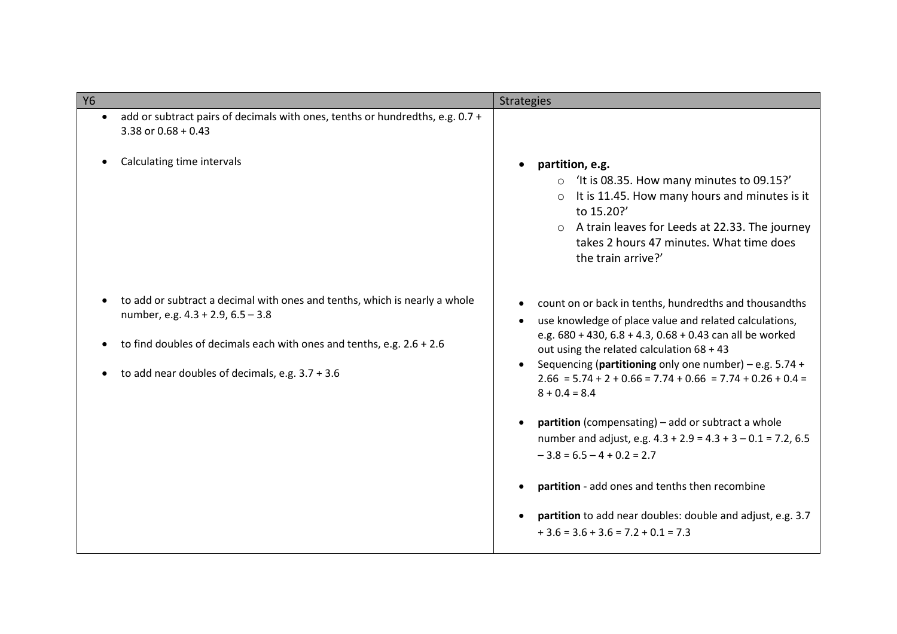| Y6 | Strategies |
|---|---|
| <ul><li>add or subtract pairs of decimals with ones, tenths or hundredths, e.g. 0.7 + 3.38 or 0.68 + 0.43</li><li>Calculating time intervals</li></ul> | <ul><li>**partition, e.g.**<ul><li>'It is 08.35. How many minutes to 09.15?'</li><li>It is 11.45. How many hours and minutes is it to 15.20?'</li><li>A train leaves for Leeds at 22.33. The journey takes 2 hours 47 minutes. What time does the train arrive?'</li></ul></li></ul> |
| <ul><li>to add or subtract a decimal with ones and tenths, which is nearly a whole number, e.g. 4.3 + 2.9, 6.5 – 3.8</li><li>to find doubles of decimals each with ones and tenths, e.g. 2.6 + 2.6</li><li>to add near doubles of decimals, e.g. 3.7 + 3.6</li></ul> | <ul><li>count on or back in tenths, hundredths and thousandths</li><li>use knowledge of place value and related calculations, e.g. 680 + 430, 6.8 + 4.3, 0.68 + 0.43 can all be worked out using the related calculation 68 + 43</li><li>Sequencing (**partitioning** only one number) – e.g. 5.74 + 2.66 = 5.74 + 2 + 0.66 = 7.74 + 0.66 = 7.74 + 0.26 + 0.4 = 8 + 0.4 = 8.4</li><li>**partition** (compensating) – add or subtract a whole number and adjust, e.g. 4.3 + 2.9 = 4.3 + 3 – 0.1 = 7.2, 6.5 – 3.8 = 6.5 – 4 + 0.2 = 2.7</li><li>**partition** - add ones and tenths then recombine</li><li>**partition** to add near doubles: double and adjust, e.g. 3.7 + 3.6 = 3.6 + 3.6 = 7.2 + 0.1 = 7.3</li></ul> |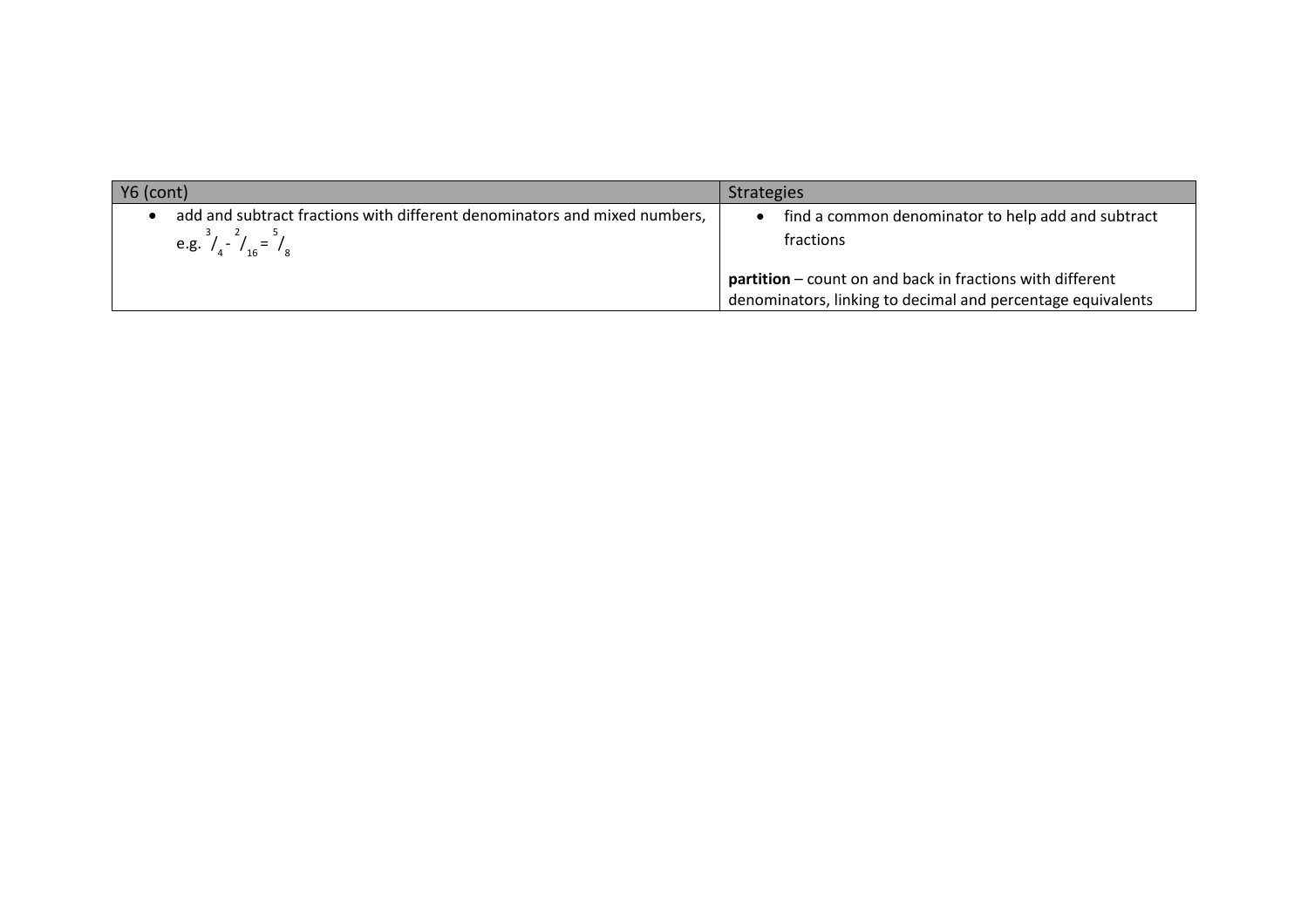| Y6 (cont) | Strategies |
| --- | --- |
| • add and subtract fractions with different denominators and mixed numbers, e.g. $^{3}/_{4} - ^{2}/_{16} = ^{5}/_{8}$ | • find a common denominator to help add and subtract fractions<br><br>**partition** – count on and back in fractions with different denominators, linking to decimal and percentage equivalents |